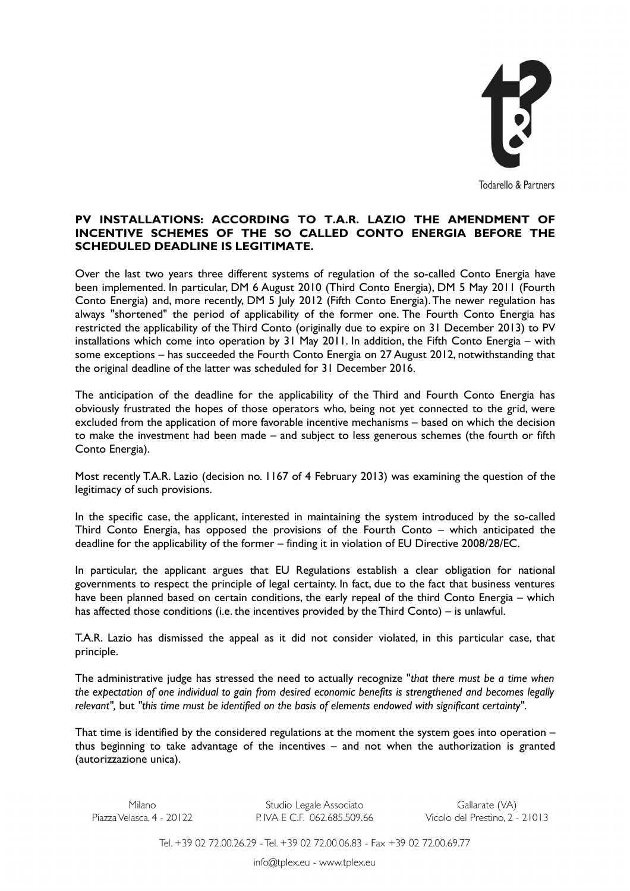Todarello & Partners

**PV INSTALLATIONS: ACCORDING TO T.A.R. LAZIO THE AMENDMENT OF INCENTIVE SCHEMES OF THE SO CALLED CONTO ENERGIA BEFORE THE SCHEDULED DEADLINE IS LEGITIMATE.**

Over the last two years three different systems of regulation of the so-called Conto Energia have been implemented. In particular, DM 6 August 2010 (Third Conto Energia), DM 5 May 2011 (Fourth Conto Energia) and, more recently, DM 5 July 2012 (Fifth Conto Energia). The newer regulation has always "shortened" the period of applicability of the former one. The Fourth Conto Energia has restricted the applicability of the Third Conto (originally due to expire on 31 December 2013) to PV installations which come into operation by 31 May 2011. In addition, the Fifth Conto Energia – with some exceptions – has succeeded the Fourth Conto Energia on 27 August 2012, notwithstanding that the original deadline of the latter was scheduled for 31 December 2016.

The anticipation of the deadline for the applicability of the Third and Fourth Conto Energia has obviously frustrated the hopes of those operators who, being not yet connected to the grid, were excluded from the application of more favorable incentive mechanisms – based on which the decision to make the investment had been made – and subject to less generous schemes (the fourth or fifth Conto Energia).

Most recently T.A.R. Lazio (decision no. 1167 of 4 February 2013) was examining the question of the legitimacy of such provisions.

In the specific case, the applicant, interested in maintaining the system introduced by the so-called Third Conto Energia, has opposed the provisions of the Fourth Conto – which anticipated the deadline for the applicability of the former – finding it in violation of EU Directive 2008/28/EC.

In particular, the applicant argues that EU Regulations establish a clear obligation for national governments to respect the principle of legal certainty. In fact, due to the fact that business ventures have been planned based on certain conditions, the early repeal of the third Conto Energia – which has affected those conditions (i.e. the incentives provided by the Third Conto) – is unlawful.

T.A.R. Lazio has dismissed the appeal as it did not consider violated, in this particular case, that principle.

The administrative judge has stressed the need to actually recognize "*that there must be a time when the expectation of one individual to gain from desired economic benefits is strengthened and becomes legally relevant*", but "*this time must be identified on the basis of elements endowed with significant certainty*".

That time is identified by the considered regulations at the moment the system goes into operation – thus beginning to take advantage of the incentives – and not when the authorization is granted (autorizzazione unica).

Milano
Piazza Velasca, 4 - 20122

Studio Legale Associato
P. IVA E C.F. 062.685.509.66

Gallarate (VA)
Vicolo del Prestino, 2 - 21013

Tel. +39 02 72.00.26.29 - Tel. +39 02 72.00.06.83 - Fax +39 02 72.00.69.77

info@tplex.eu - www.tplex.eu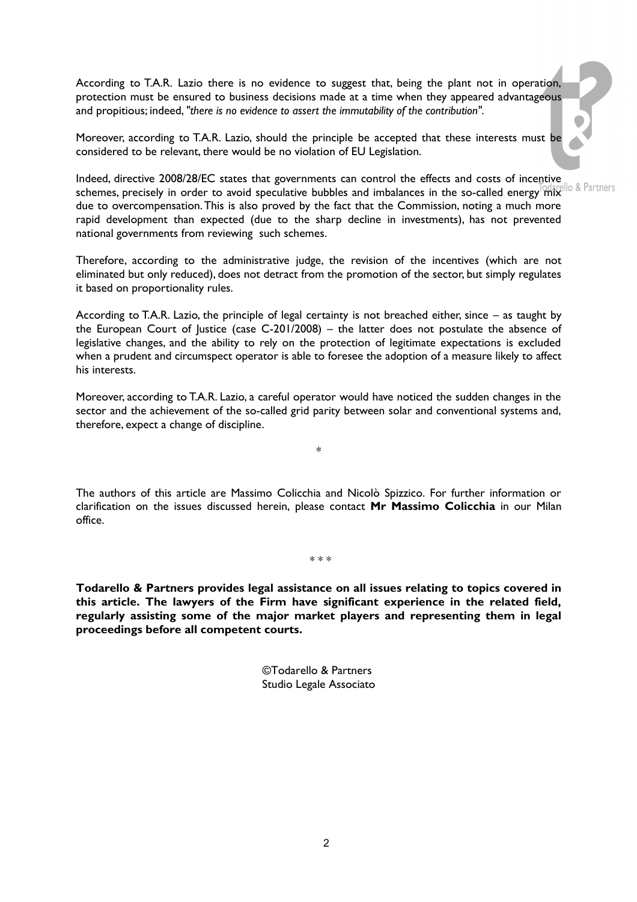According to T.A.R. Lazio there is no evidence to suggest that, being the plant not in operation, protection must be ensured to business decisions made at a time when they appeared advantageous and propitious; indeed, "*there is no evidence to assert the immutability of the contribution*".

Moreover, according to T.A.R. Lazio, should the principle be accepted that these interests must be considered to be relevant, there would be no violation of EU Legislation.

Indeed, directive 2008/28/EC states that governments can control the effects and costs of incentive schemes, precisely in order to avoid speculative bubbles and imbalances in the so-called energy mix due to overcompensation. This is also proved by the fact that the Commission, noting a much more rapid development than expected (due to the sharp decline in investments), has not prevented national governments from reviewing such schemes.

Therefore, according to the administrative judge, the revision of the incentives (which are not eliminated but only reduced), does not detract from the promotion of the sector, but simply regulates it based on proportionality rules.

According to T.A.R. Lazio, the principle of legal certainty is not breached either, since – as taught by the European Court of Justice (case C-201/2008) – the latter does not postulate the absence of legislative changes, and the ability to rely on the protection of legitimate expectations is excluded when a prudent and circumspect operator is able to foresee the adoption of a measure likely to affect his interests.

Moreover, according to T.A.R. Lazio, a careful operator would have noticed the sudden changes in the sector and the achievement of the so-called grid parity between solar and conventional systems and, therefore, expect a change of discipline.

\*

The authors of this article are Massimo Colicchia and Nicolò Spizzico. For further information or clarification on the issues discussed herein, please contact **Mr Massimo Colicchia** in our Milan office.

\* \* \*

**Todarello & Partners provides legal assistance on all issues relating to topics covered in this article. The lawyers of the Firm have significant experience in the related field, regularly assisting some of the major market players and representing them in legal proceedings before all competent courts.**

©Todarello & Partners
Studio Legale Associato